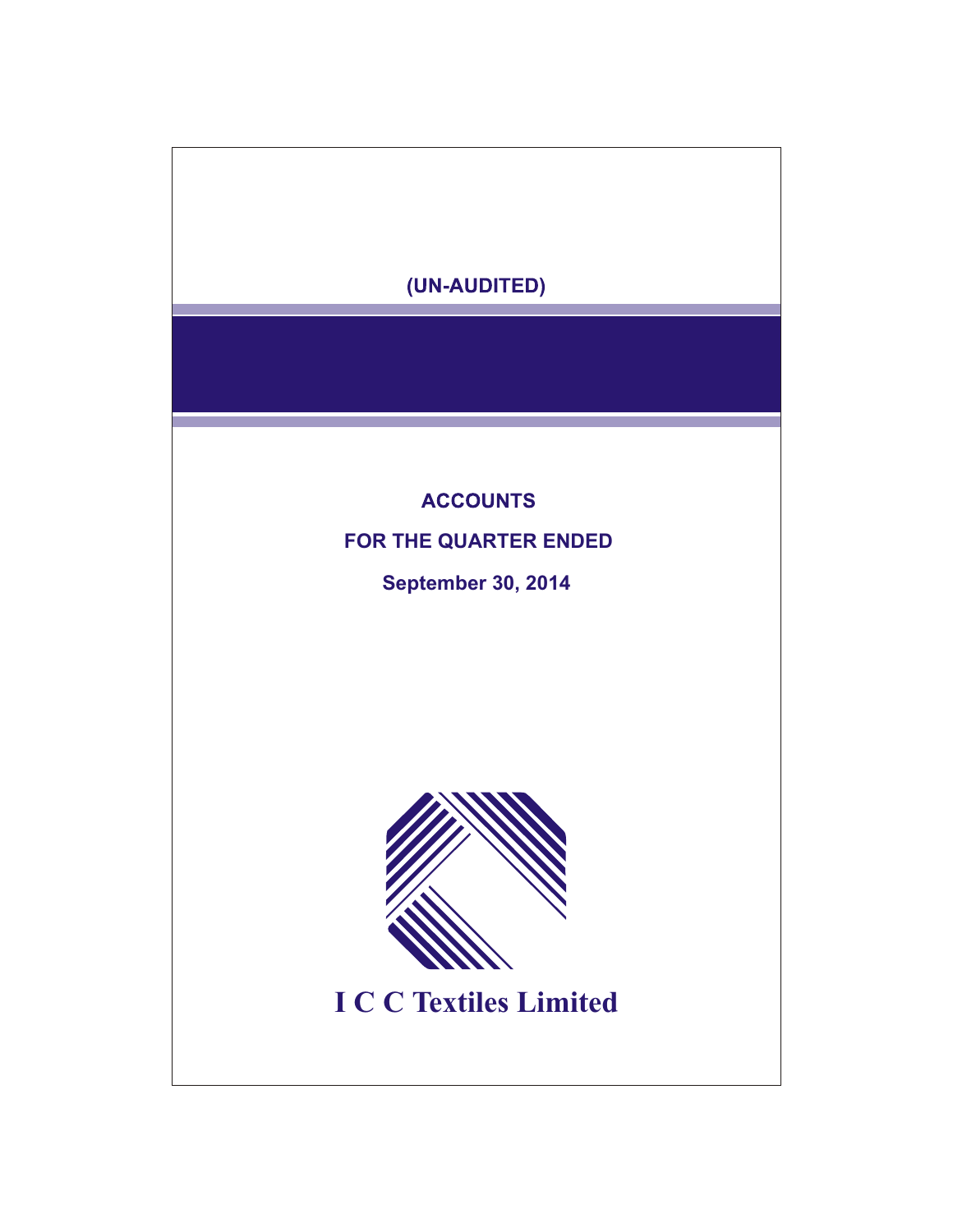(UN-AUDITED)

# ACCOUNTS

## FOR THE QUARTER ENDED

## September 30, 2014

# I C C Textiles Limited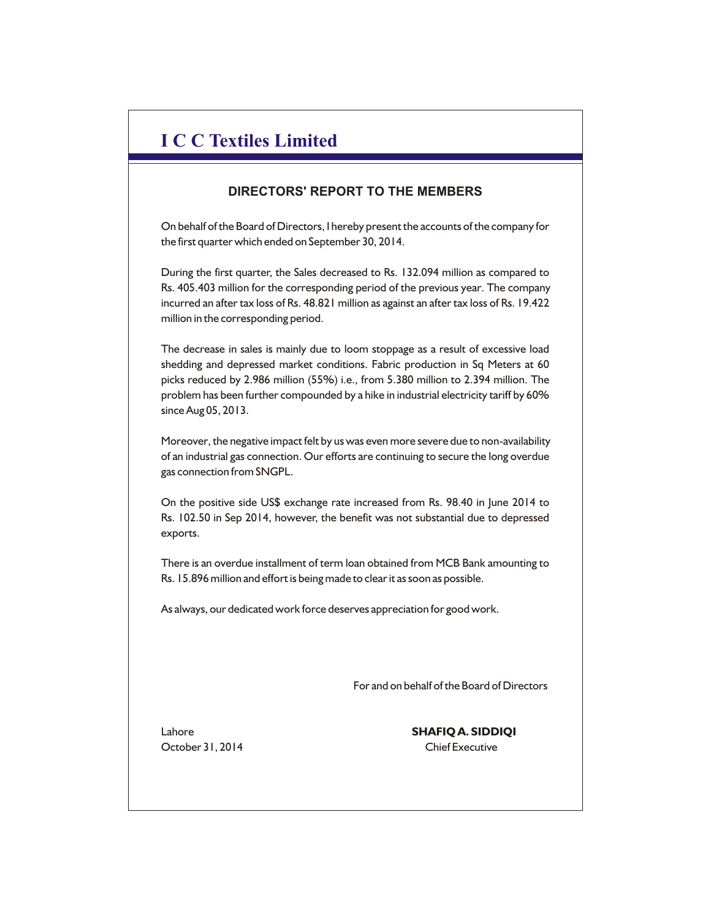# I C C Textiles Limited

## DIRECTORS' REPORT TO THE MEMBERS

On behalf of the Board of Directors, I hereby present the accounts of the company for the first quarter which ended on September 30, 2014.

During the first quarter, the Sales decreased to Rs. 132.094 million as compared to Rs. 405.403 million for the corresponding period of the previous year. The company incurred an after tax loss of Rs. 48.821 million as against an after tax loss of Rs. 19.422 million in the corresponding period.

The decrease in sales is mainly due to loom stoppage as a result of excessive load shedding and depressed market conditions. Fabric production in Sq Meters at 60 picks reduced by 2.986 million (55%) i.e., from 5.380 million to 2.394 million. The problem has been further compounded by a hike in industrial electricity tariff by 60% since Aug 05, 2013.

Moreover, the negative impact felt by us was even more severe due to non-availability of an industrial gas connection. Our efforts are continuing to secure the long overdue gas connection from SNGPL.

On the positive side US$ exchange rate increased from Rs. 98.40 in June 2014 to Rs. 102.50 in Sep 2014, however, the benefit was not substantial due to depressed exports.

There is an overdue installment of term loan obtained from MCB Bank amounting to Rs. 15.896 million and effort is being made to clear it as soon as possible.

As always, our dedicated work force deserves appreciation for good work.

For and on behalf of the Board of Directors

Lahore
October 31, 2014

**SHAFIQ A. SIDDIQI**
Chief Executive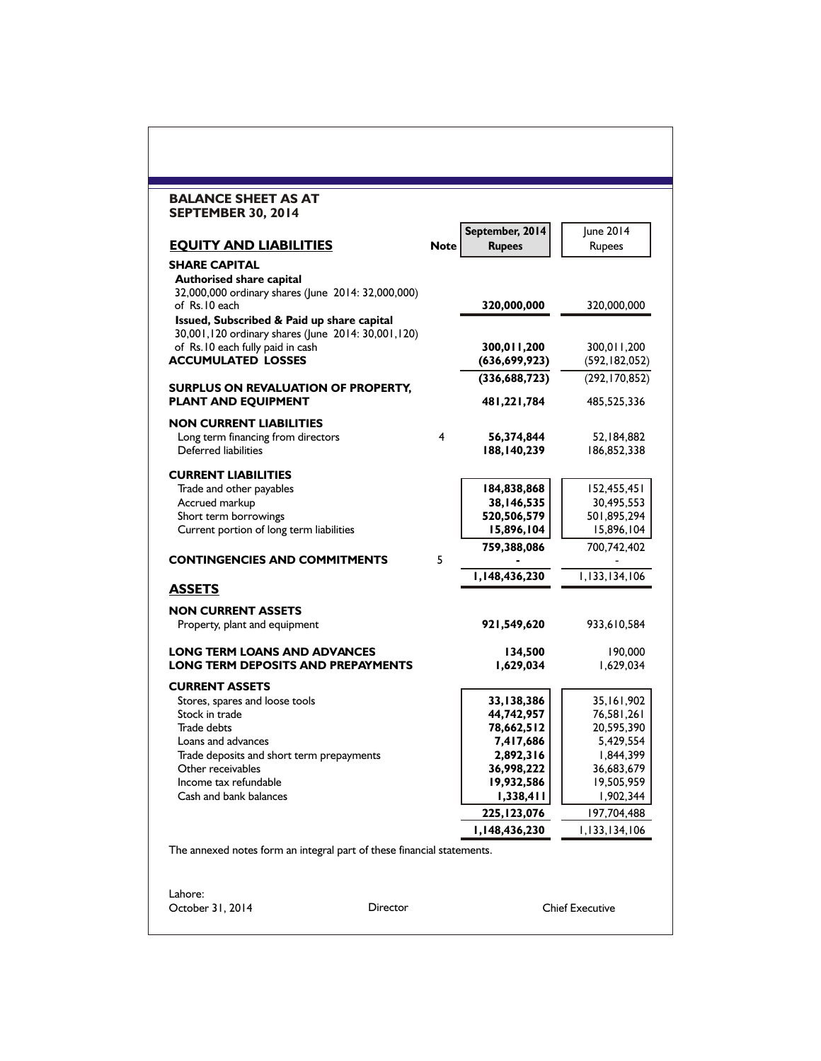## BALANCE SHEET AS AT SEPTEMBER 30, 2014

| EQUITY AND LIABILITIES | Note | September, 2014 Rupees | June 2014 Rupees |
|---|---|---|---|
| **SHARE CAPITAL** | | | |
| **Authorised share capital** | | | |
| 32,000,000 ordinary shares (June 2014: 32,000,000) of Rs.10 each | | **320,000,000** | 320,000,000 |
| **Issued, Subscribed & Paid up share capital** | | | |
| 30,001,120 ordinary shares (June 2014: 30,001,120) of Rs.10 each fully paid in cash | | **300,011,200** | 300,011,200 |
| **ACCUMULATED LOSSES** | | **(636,699,923)** | (592,182,052) |
| | | **(336,688,723)** | (292,170,852) |
| **SURPLUS ON REVALUATION OF PROPERTY, PLANT AND EQUIPMENT** | | **481,221,784** | 485,525,336 |
| **NON CURRENT LIABILITIES** | | | |
| Long term financing from directors | 4 | **56,374,844** | 52,184,882 |
| Deferred liabilities | | **188,140,239** | 186,852,338 |
| **CURRENT LIABILITIES** | | | |
| Trade and other payables | | **184,838,868** | 152,455,451 |
| Accrued markup | | **38,146,535** | 30,495,553 |
| Short term borrowings | | **520,506,579** | 501,895,294 |
| Current portion of long term liabilities | | **15,896,104** | 15,896,104 |
| | | **759,388,086** | 700,742,402 |
| **CONTINGENCIES AND COMMITMENTS** | 5 | **-** | - |
| | | **1,148,436,230** | 1,133,134,106 |
| **ASSETS** | | | |
| **NON CURRENT ASSETS** | | | |
| Property, plant and equipment | | **921,549,620** | 933,610,584 |
| **LONG TERM LOANS AND ADVANCES** | | **134,500** | 190,000 |
| **LONG TERM DEPOSITS AND PREPAYMENTS** | | **1,629,034** | 1,629,034 |
| **CURRENT ASSETS** | | | |
| Stores, spares and loose tools | | **33,138,386** | 35,161,902 |
| Stock in trade | | **44,742,957** | 76,581,261 |
| Trade debts | | **78,662,512** | 20,595,390 |
| Loans and advances | | **7,417,686** | 5,429,554 |
| Trade deposits and short term prepayments | | **2,892,316** | 1,844,399 |
| Other receivables | | **36,998,222** | 36,683,679 |
| Income tax refundable | | **19,932,586** | 19,505,959 |
| Cash and bank balances | | **1,338,411** | 1,902,344 |
| | | **225,123,076** | 197,704,488 |
| | | **1,148,436,230** | 1,133,134,106 |

The annexed notes form an integral part of these financial statements.

Lahore:
October 31, 2014

Director

Chief Executive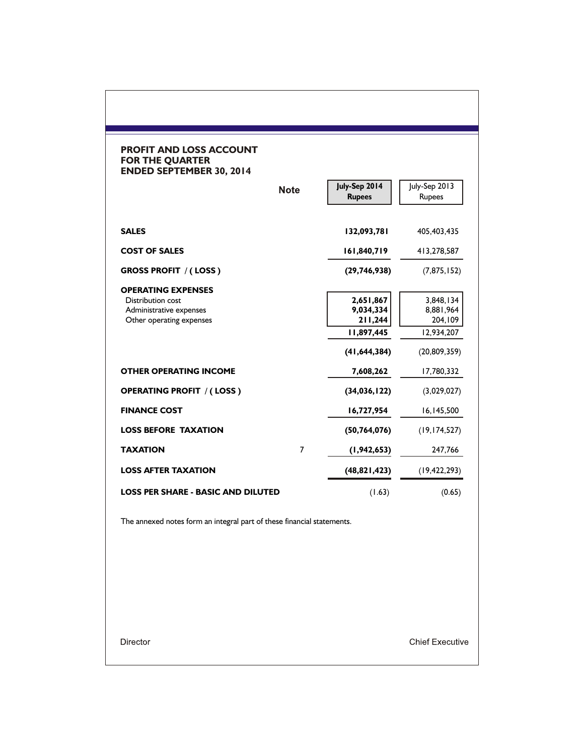## PROFIT AND LOSS ACCOUNT FOR THE QUARTER ENDED SEPTEMBER 30, 2014

| | Note | July-Sep 2014 Rupees | July-Sep 2013 Rupees |
|---|---|---|---|
| **SALES** | | **132,093,781** | 405,403,435 |
| **COST OF SALES** | | **161,840,719** | 413,278,587 |
| **GROSS PROFIT / ( LOSS )** | | **(29,746,938)** | (7,875,152) |
| **OPERATING EXPENSES** | | | |
| Distribution cost | | **2,651,867** | 3,848,134 |
| Administrative expenses | | **9,034,334** | 8,881,964 |
| Other operating expenses | | **211,244** | 204,109 |
| | | **11,897,445** | 12,934,207 |
| | | **(41,644,384)** | (20,809,359) |
| **OTHER OPERATING INCOME** | | **7,608,262** | 17,780,332 |
| **OPERATING PROFIT / ( LOSS )** | | **(34,036,122)** | (3,029,027) |
| **FINANCE COST** | | **16,727,954** | 16,145,500 |
| **LOSS BEFORE TAXATION** | | **(50,764,076)** | (19,174,527) |
| **TAXATION** | 7 | **(1,942,653)** | 247,766 |
| **LOSS AFTER TAXATION** | | **(48,821,423)** | (19,422,293) |
| **LOSS PER SHARE - BASIC AND DILUTED** | | (1.63) | (0.65) |

The annexed notes form an integral part of these financial statements.

Director

Chief Executive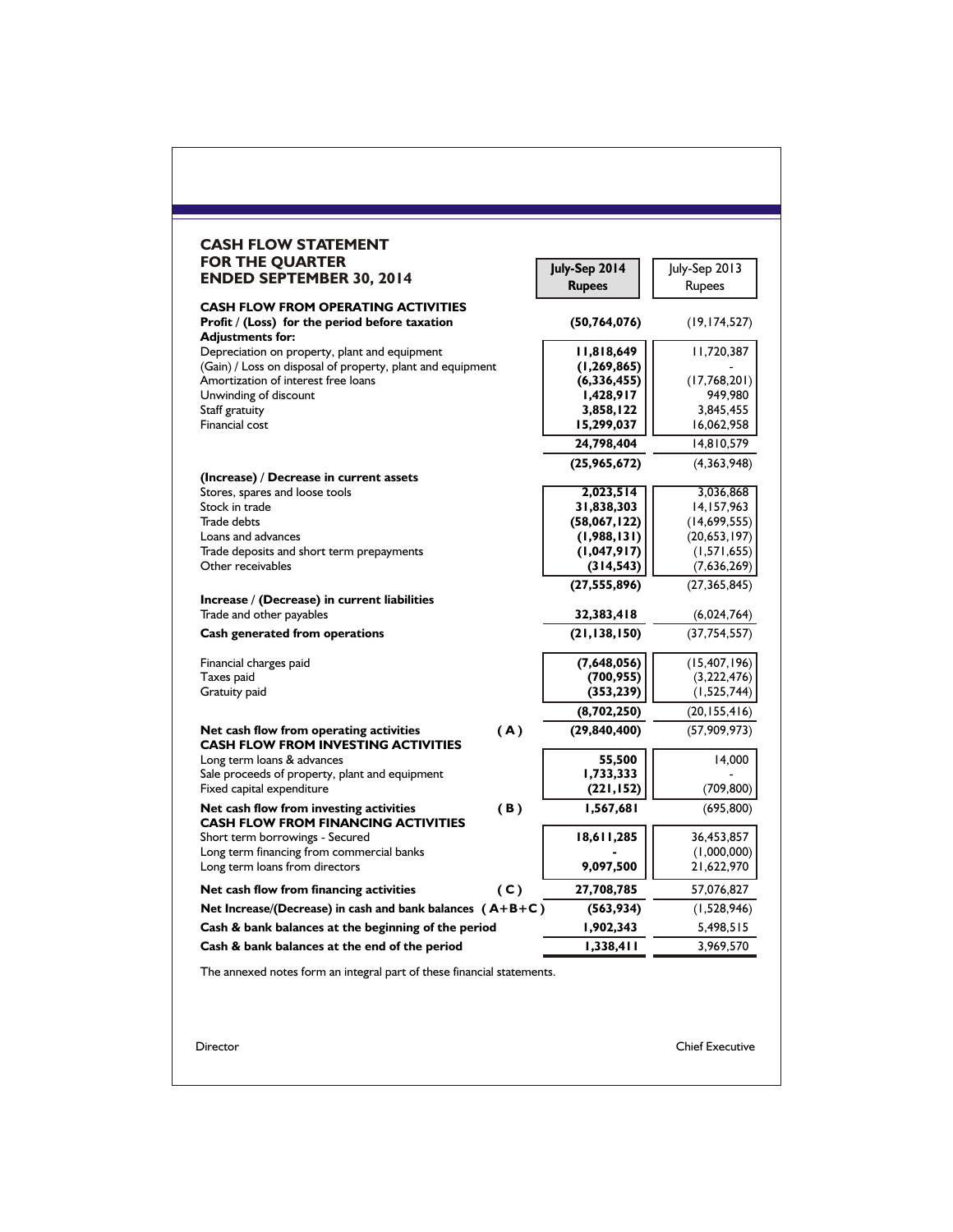# CASH FLOW STATEMENT FOR THE QUARTER ENDED SEPTEMBER 30, 2014

| | | July-Sep 2014 Rupees | July-Sep 2013 Rupees |
|---|---|---|---|
| **CASH FLOW FROM OPERATING ACTIVITIES** | | | |
| **Profit / (Loss) for the period before taxation** | | **(50,764,076)** | (19,174,527) |
| **Adjustments for:** | | | |
| Depreciation on property, plant and equipment | | **11,818,649** | 11,720,387 |
| (Gain) / Loss on disposal of property, plant and equipment | | **(1,269,865)** | - |
| Amortization of interest free loans | | **(6,336,455)** | (17,768,201) |
| Unwinding of discount | | **1,428,917** | 949,980 |
| Staff gratuity | | **3,858,122** | 3,845,455 |
| Financial cost | | **15,299,037** | 16,062,958 |
| | | **24,798,404** | 14,810,579 |
| | | **(25,965,672)** | (4,363,948) |
| **(Increase) / Decrease in current assets** | | | |
| Stores, spares and loose tools | | **2,023,514** | 3,036,868 |
| Stock in trade | | **31,838,303** | 14,157,963 |
| Trade debts | | **(58,067,122)** | (14,699,555) |
| Loans and advances | | **(1,988,131)** | (20,653,197) |
| Trade deposits and short term prepayments | | **(1,047,917)** | (1,571,655) |
| Other receivables | | **(314,543)** | (7,636,269) |
| | | **(27,555,896)** | (27,365,845) |
| **Increase / (Decrease) in current liabilities** | | | |
| Trade and other payables | | **32,383,418** | (6,024,764) |
| **Cash generated from operations** | | **(21,138,150)** | (37,754,557) |
| Financial charges paid | | **(7,648,056)** | (15,407,196) |
| Taxes paid | | **(700,955)** | (3,222,476) |
| Gratuity paid | | **(353,239)** | (1,525,744) |
| | | **(8,702,250)** | (20,155,416) |
| **Net cash flow from operating activities** | **(A)** | **(29,840,400)** | (57,909,973) |
| **CASH FLOW FROM INVESTING ACTIVITIES** | | | |
| Long term loans & advances | | **55,500** | 14,000 |
| Sale proceeds of property, plant and equipment | | **1,733,333** | - |
| Fixed capital expenditure | | **(221,152)** | (709,800) |
| **Net cash flow from investing activities** | **(B)** | **1,567,681** | (695,800) |
| **CASH FLOW FROM FINANCING ACTIVITIES** | | | |
| Short term borrowings - Secured | | **18,611,285** | 36,453,857 |
| Long term financing from commercial banks | | **-** | (1,000,000) |
| Long term loans from directors | | **9,097,500** | 21,622,970 |
| **Net cash flow from financing activities** | **(C)** | **27,708,785** | 57,076,827 |
| **Net Increase/(Decrease) in cash and bank balances (A+B+C)** | | **(563,934)** | (1,528,946) |
| **Cash & bank balances at the beginning of the period** | | **1,902,343** | 5,498,515 |
| **Cash & bank balances at the end of the period** | | **1,338,411** | 3,969,570 |

The annexed notes form an integral part of these financial statements.

Director

Chief Executive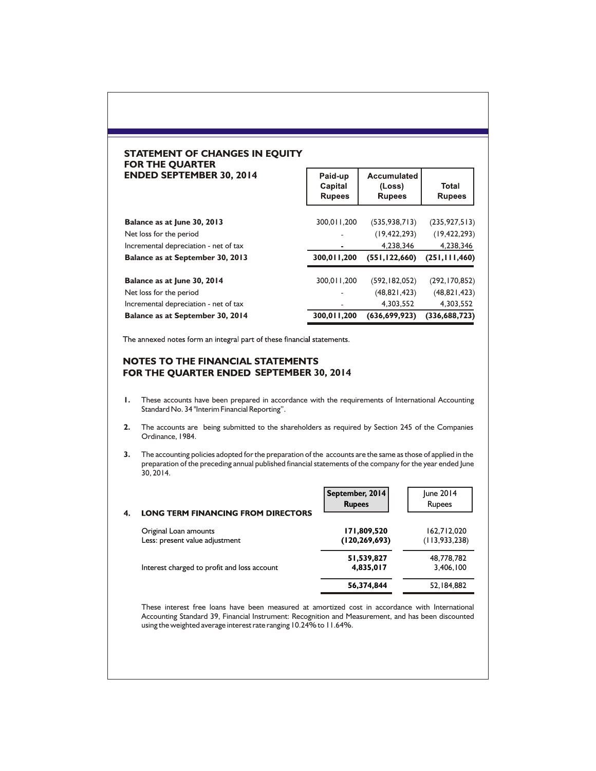## STATEMENT OF CHANGES IN EQUITY FOR THE QUARTER ENDED SEPTEMBER 30, 2014

| | Paid-up Capital Rupees | Accumulated (Loss) Rupees | Total Rupees |
|---|---|---|---|
| **Balance as at June 30, 2013** | 300,011,200 | (535,938,713) | (235,927,513) |
| Net loss for the period | - | (19,422,293) | (19,422,293) |
| Incremental depreciation - net of tax | - | 4,238,346 | 4,238,346 |
| **Balance as at September 30, 2013** | **300,011,200** | **(551,122,660)** | **(251,111,460)** |
| **Balance as at June 30, 2014** | 300,011,200 | (592,182,052) | (292,170,852) |
| Net loss for the period | - | (48,821,423) | (48,821,423) |
| Incremental depreciation - net of tax | - | 4,303,552 | 4,303,552 |
| **Balance as at September 30, 2014** | **300,011,200** | **(636,699,923)** | **(336,688,723)** |

The annexed notes form an integral part of these financial statements.

## NOTES TO THE FINANCIAL STATEMENTS FOR THE QUARTER ENDED SEPTEMBER 30, 2014

**1.** These accounts have been prepared in accordance with the requirements of International Accounting Standard No. 34 "Interim Financial Reporting".

**2.** The accounts are being submitted to the shareholders as required by Section 245 of the Companies Ordinance, 1984.

**3.** The accounting policies adopted for the preparation of the accounts are the same as those of applied in the preparation of the preceding annual published financial statements of the company for the year ended June 30, 2014.

**4. LONG TERM FINANCING FROM DIRECTORS**

| | September, 2014 Rupees | June 2014 Rupees |
|---|---|---|
| Original Loan amounts | **171,809,520** | 162,712,020 |
| Less: present value adjustment | **(120,269,693)** | (113,933,238) |
| | **51,539,827** | 48,778,782 |
| Interest charged to profit and loss account | **4,835,017** | 3,406,100 |
| | **56,374,844** | 52,184,882 |

These interest free loans have been measured at amortized cost in accordance with International Accounting Standard 39, Financial Instrument: Recognition and Measurement, and has been discounted using the weighted average interest rate ranging 10.24% to 11.64%.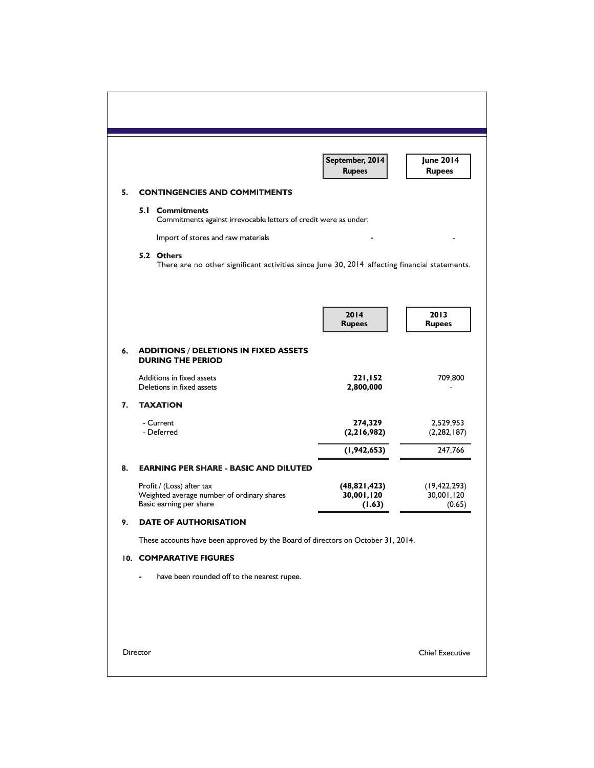| | September, 2014 Rupees | June 2014 Rupees |
|---|---|---|

## 5. CONTINGENCIES AND COMMITMENTS

### 5.1 Commitments

Commitments against irrevocable letters of credit were as under:

| | September, 2014 Rupees | June 2014 Rupees |
|---|---|---|
| Import of stores and raw materials | - | - |

### 5.2 Others

There are no other significant activities since June 30, 2014 affecting financial statements.

| | 2014 Rupees | 2013 Rupees |
|---|---|---|

## 6. ADDITIONS / DELETIONS IN FIXED ASSETS DURING THE PERIOD

| | 2014 Rupees | 2013 Rupees |
|---|---|---|
| Additions in fixed assets | **221,152** | 709,800 |
| Deletions in fixed assets | **2,800,000** | - |

## 7. TAXATION

| | 2014 Rupees | 2013 Rupees |
|---|---|---|
| - Current | **274,329** | 2,529,953 |
| - Deferred | **(2,216,982)** | (2,282,187) |
| | **(1,942,653)** | 247,766 |

## 8. EARNING PER SHARE - BASIC AND DILUTED

| | 2014 Rupees | 2013 Rupees |
|---|---|---|
| Profit / (Loss) after tax | **(48,821,423)** | (19,422,293) |
| Weighted average number of ordinary shares | **30,001,120** | 30,001,120 |
| Basic earning per share | **(1.63)** | (0.65) |

## 9. DATE OF AUTHORISATION

These accounts have been approved by the Board of directors on October 31, 2014.

## 10. COMPARATIVE FIGURES

- have been rounded off to the nearest rupee.

Director

Chief Executive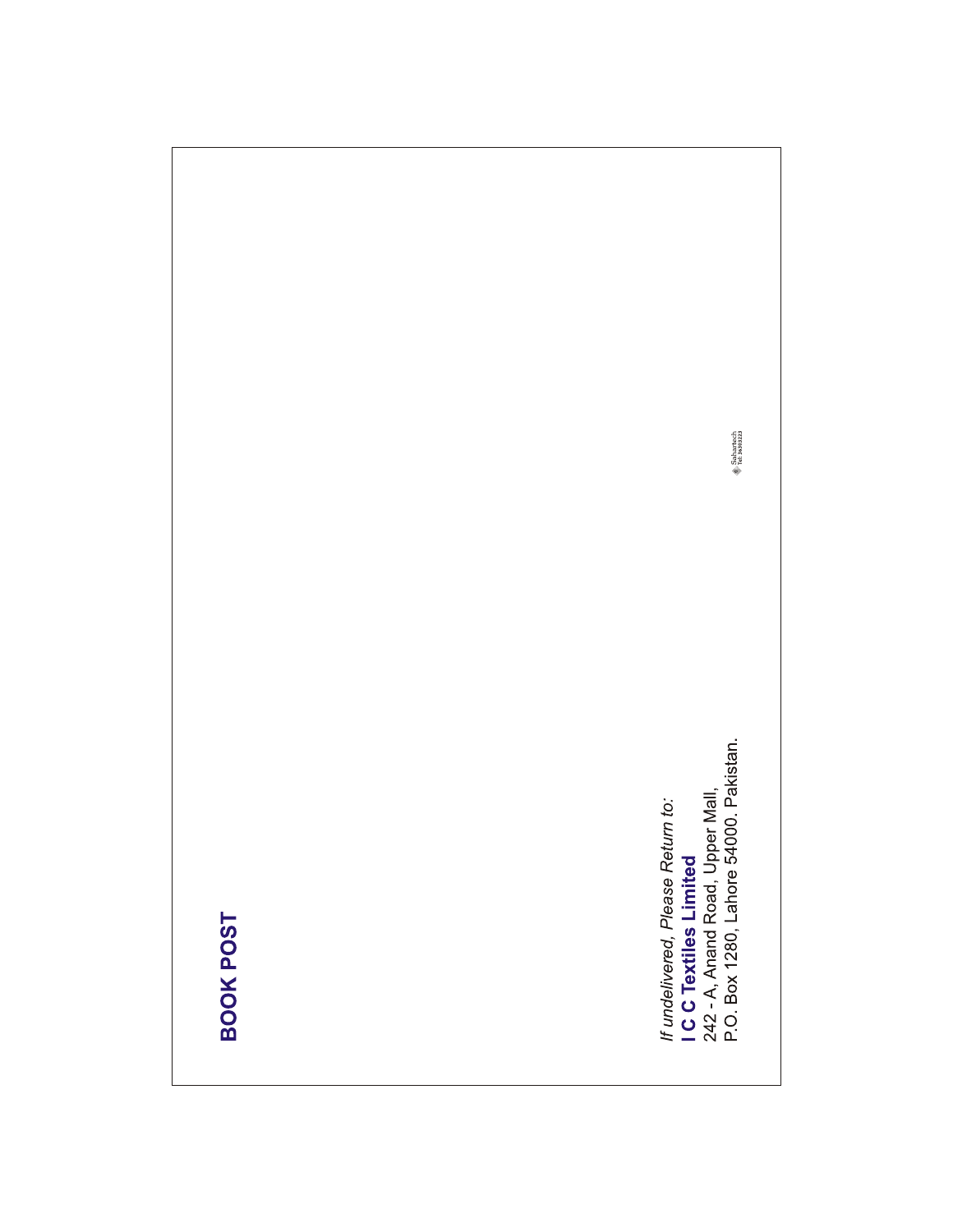**BOOK POST**

*If undelivered, Please Return to:*

**I C C Textiles Limited**

242 - A, Anand Road, Upper Mall,

P.O. Box 1280, Lahore 54000. Pakistan.